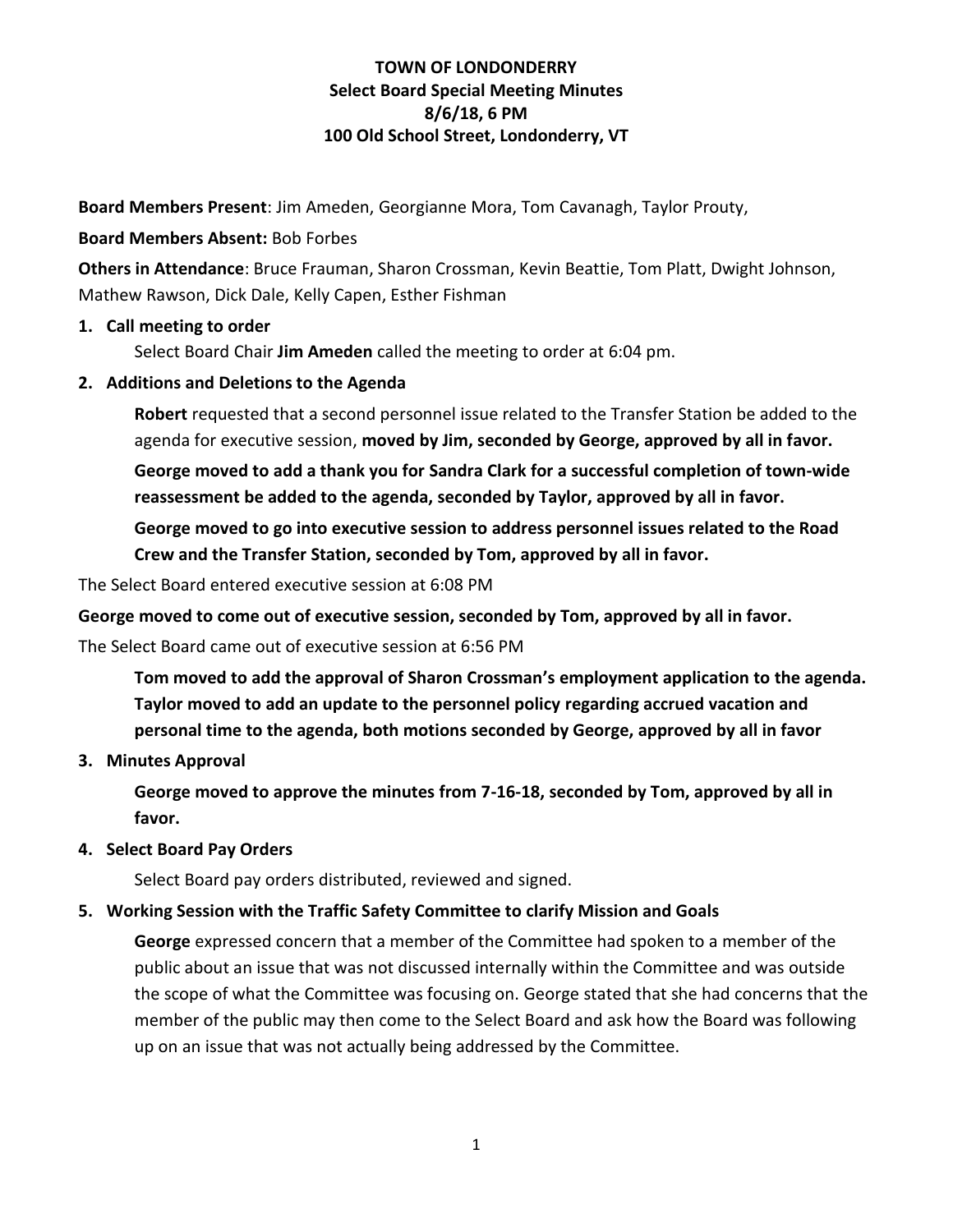**TOWN OF LONDONDERRY**
**Select Board Special Meeting Minutes**
**8/6/18, 6 PM**
**100 Old School Street, Londonderry, VT**

**Board Members Present**: Jim Ameden, Georgianne Mora, Tom Cavanagh, Taylor Prouty,

**Board Members Absent:** Bob Forbes

**Others in Attendance**: Bruce Frauman, Sharon Crossman, Kevin Beattie, Tom Platt, Dwight Johnson, Mathew Rawson, Dick Dale, Kelly Capen, Esther Fishman

1. **Call meeting to order**

   Select Board Chair **Jim Ameden** called the meeting to order at 6:04 pm.

2. **Additions and Deletions to the Agenda**

   **Robert** requested that a second personnel issue related to the Transfer Station be added to the agenda for executive session, **moved by Jim, seconded by George, approved by all in favor.**

   **George moved to add a thank you for Sandra Clark for a successful completion of town-wide reassessment be added to the agenda, seconded by Taylor, approved by all in favor.**

   **George moved to go into executive session to address personnel issues related to the Road Crew and the Transfer Station, seconded by Tom, approved by all in favor.**

The Select Board entered executive session at 6:08 PM

**George moved to come out of executive session, seconded by Tom, approved by all in favor.**

The Select Board came out of executive session at 6:56 PM

   **Tom moved to add the approval of Sharon Crossman's employment application to the agenda. Taylor moved to add an update to the personnel policy regarding accrued vacation and personal time to the agenda, both motions seconded by George, approved by all in favor**

3. **Minutes Approval**

   **George moved to approve the minutes from 7-16-18, seconded by Tom, approved by all in favor.**

4. **Select Board Pay Orders**

   Select Board pay orders distributed, reviewed and signed.

5. **Working Session with the Traffic Safety Committee to clarify Mission and Goals**

   **George** expressed concern that a member of the Committee had spoken to a member of the public about an issue that was not discussed internally within the Committee and was outside the scope of what the Committee was focusing on. George stated that she had concerns that the member of the public may then come to the Select Board and ask how the Board was following up on an issue that was not actually being addressed by the Committee.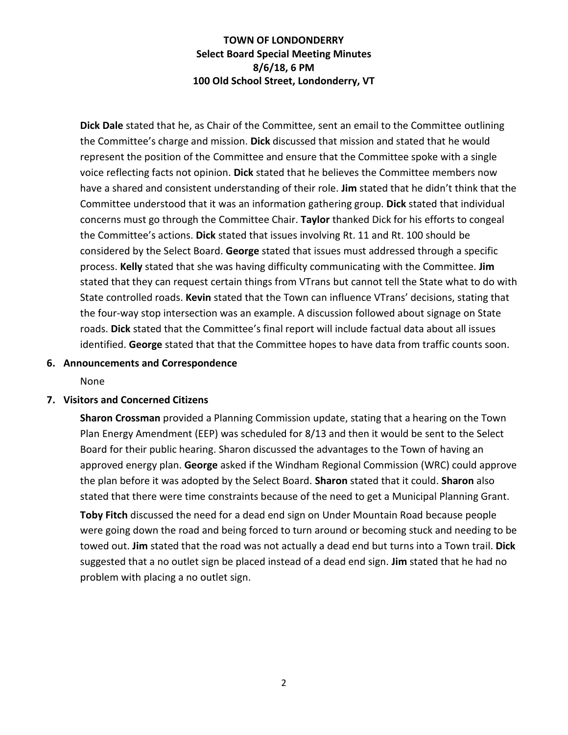**TOWN OF LONDONDERRY**
**Select Board Special Meeting Minutes**
**8/6/18, 6 PM**
**100 Old School Street, Londonderry, VT**

**Dick Dale** stated that he, as Chair of the Committee, sent an email to the Committee outlining the Committee's charge and mission. **Dick** discussed that mission and stated that he would represent the position of the Committee and ensure that the Committee spoke with a single voice reflecting facts not opinion. **Dick** stated that he believes the Committee members now have a shared and consistent understanding of their role. **Jim** stated that he didn't think that the Committee understood that it was an information gathering group. **Dick** stated that individual concerns must go through the Committee Chair. **Taylor** thanked Dick for his efforts to congeal the Committee's actions. **Dick** stated that issues involving Rt. 11 and Rt. 100 should be considered by the Select Board. **George** stated that issues must addressed through a specific process. **Kelly** stated that she was having difficulty communicating with the Committee. **Jim** stated that they can request certain things from VTrans but cannot tell the State what to do with State controlled roads. **Kevin** stated that the Town can influence VTrans' decisions, stating that the four-way stop intersection was an example. A discussion followed about signage on State roads. **Dick** stated that the Committee's final report will include factual data about all issues identified. **George** stated that that the Committee hopes to have data from traffic counts soon.

**6. Announcements and Correspondence**

None

**7. Visitors and Concerned Citizens**

**Sharon Crossman** provided a Planning Commission update, stating that a hearing on the Town Plan Energy Amendment (EEP) was scheduled for 8/13 and then it would be sent to the Select Board for their public hearing. Sharon discussed the advantages to the Town of having an approved energy plan. **George** asked if the Windham Regional Commission (WRC) could approve the plan before it was adopted by the Select Board. **Sharon** stated that it could. **Sharon** also stated that there were time constraints because of the need to get a Municipal Planning Grant.

**Toby Fitch** discussed the need for a dead end sign on Under Mountain Road because people were going down the road and being forced to turn around or becoming stuck and needing to be towed out. **Jim** stated that the road was not actually a dead end but turns into a Town trail. **Dick** suggested that a no outlet sign be placed instead of a dead end sign. **Jim** stated that he had no problem with placing a no outlet sign.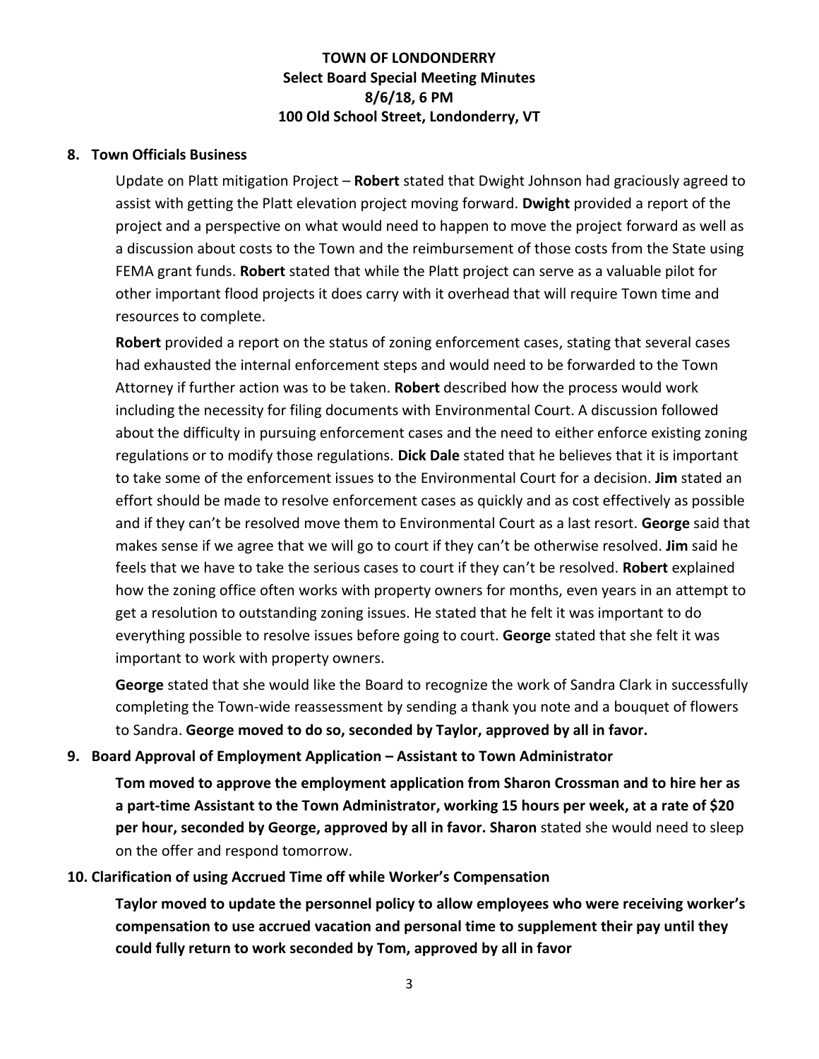**TOWN OF LONDONDERRY**
**Select Board Special Meeting Minutes**
**8/6/18, 6 PM**
**100 Old School Street, Londonderry, VT**

**8. Town Officials Business**

Update on Platt mitigation Project – **Robert** stated that Dwight Johnson had graciously agreed to assist with getting the Platt elevation project moving forward. **Dwight** provided a report of the project and a perspective on what would need to happen to move the project forward as well as a discussion about costs to the Town and the reimbursement of those costs from the State using FEMA grant funds. **Robert** stated that while the Platt project can serve as a valuable pilot for other important flood projects it does carry with it overhead that will require Town time and resources to complete.

**Robert** provided a report on the status of zoning enforcement cases, stating that several cases had exhausted the internal enforcement steps and would need to be forwarded to the Town Attorney if further action was to be taken. **Robert** described how the process would work including the necessity for filing documents with Environmental Court. A discussion followed about the difficulty in pursuing enforcement cases and the need to either enforce existing zoning regulations or to modify those regulations. **Dick Dale** stated that he believes that it is important to take some of the enforcement issues to the Environmental Court for a decision. **Jim** stated an effort should be made to resolve enforcement cases as quickly and as cost effectively as possible and if they can't be resolved move them to Environmental Court as a last resort. **George** said that makes sense if we agree that we will go to court if they can't be otherwise resolved. **Jim** said he feels that we have to take the serious cases to court if they can't be resolved. **Robert** explained how the zoning office often works with property owners for months, even years in an attempt to get a resolution to outstanding zoning issues. He stated that he felt it was important to do everything possible to resolve issues before going to court. **George** stated that she felt it was important to work with property owners.

**George** stated that she would like the Board to recognize the work of Sandra Clark in successfully completing the Town-wide reassessment by sending a thank you note and a bouquet of flowers to Sandra. **George moved to do so, seconded by Taylor, approved by all in favor.**

**9. Board Approval of Employment Application – Assistant to Town Administrator**

**Tom moved to approve the employment application from Sharon Crossman and to hire her as a part-time Assistant to the Town Administrator, working 15 hours per week, at a rate of $20 per hour, seconded by George, approved by all in favor. Sharon** stated she would need to sleep on the offer and respond tomorrow.

**10. Clarification of using Accrued Time off while Worker's Compensation**

**Taylor moved to update the personnel policy to allow employees who were receiving worker's compensation to use accrued vacation and personal time to supplement their pay until they could fully return to work seconded by Tom, approved by all in favor**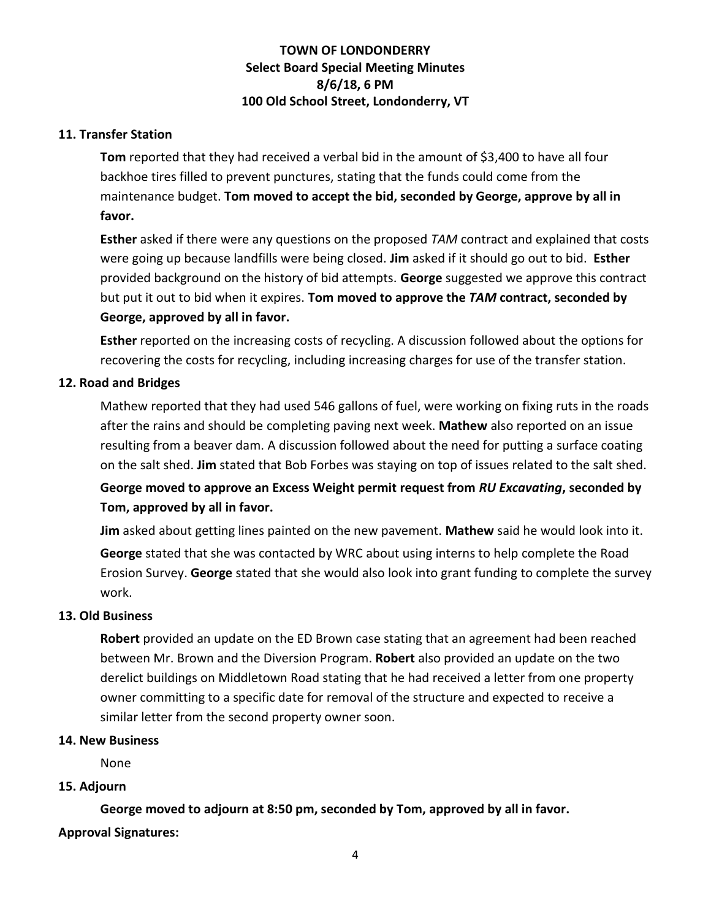**TOWN OF LONDONDERRY**
**Select Board Special Meeting Minutes**
**8/6/18, 6 PM**
**100 Old School Street, Londonderry, VT**

**11. Transfer Station**

**Tom** reported that they had received a verbal bid in the amount of $3,400 to have all four backhoe tires filled to prevent punctures, stating that the funds could come from the maintenance budget. **Tom moved to accept the bid, seconded by George, approve by all in favor.**

**Esther** asked if there were any questions on the proposed *TAM* contract and explained that costs were going up because landfills were being closed. **Jim** asked if it should go out to bid. **Esther** provided background on the history of bid attempts. **George** suggested we approve this contract but put it out to bid when it expires. **Tom moved to approve the *TAM* contract, seconded by George, approved by all in favor.**

**Esther** reported on the increasing costs of recycling. A discussion followed about the options for recovering the costs for recycling, including increasing charges for use of the transfer station.

**12. Road and Bridges**

Mathew reported that they had used 546 gallons of fuel, were working on fixing ruts in the roads after the rains and should be completing paving next week. **Mathew** also reported on an issue resulting from a beaver dam. A discussion followed about the need for putting a surface coating on the salt shed. **Jim** stated that Bob Forbes was staying on top of issues related to the salt shed.

**George moved to approve an Excess Weight permit request from *RU Excavating*, seconded by Tom, approved by all in favor.**

**Jim** asked about getting lines painted on the new pavement. **Mathew** said he would look into it.

**George** stated that she was contacted by WRC about using interns to help complete the Road Erosion Survey. **George** stated that she would also look into grant funding to complete the survey work.

**13. Old Business**

**Robert** provided an update on the ED Brown case stating that an agreement had been reached between Mr. Brown and the Diversion Program. **Robert** also provided an update on the two derelict buildings on Middletown Road stating that he had received a letter from one property owner committing to a specific date for removal of the structure and expected to receive a similar letter from the second property owner soon.

**14. New Business**

None

**15. Adjourn**

**George moved to adjourn at 8:50 pm, seconded by Tom, approved by all in favor.**

**Approval Signatures:**